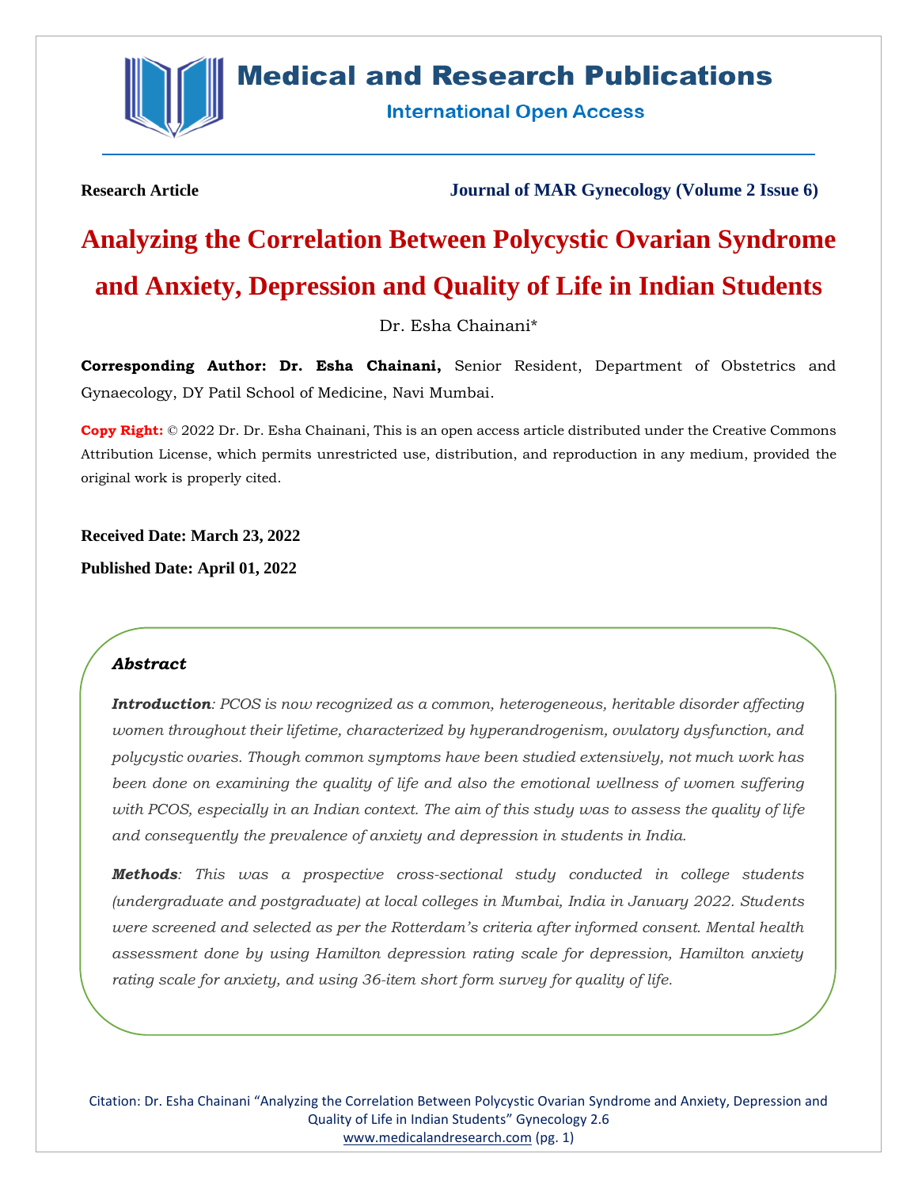Research Article

Journal of MAR Gynecology (Volume 2 Issue 6)

# Analyzing the Correlation Between Polycystic Ovarian Syndrome and Anxiety, Depression and Quality of Life in Indian Students

Dr. Esha Chainani*

**Corresponding Author: Dr. Esha Chainani,** Senior Resident, Department of Obstetrics and Gynaecology, DY Patil School of Medicine, Navi Mumbai.

**Copy Right:** © 2022 Dr. Dr. Esha Chainani, This is an open access article distributed under the Creative Commons Attribution License, which permits unrestricted use, distribution, and reproduction in any medium, provided the original work is properly cited.

**Received Date: March 23, 2022**

**Published Date: April 01, 2022**

## *Abstract*

***Introduction****: PCOS is now recognized as a common, heterogeneous, heritable disorder affecting women throughout their lifetime, characterized by hyperandrogenism, ovulatory dysfunction, and polycystic ovaries. Though common symptoms have been studied extensively, not much work has been done on examining the quality of life and also the emotional wellness of women suffering with PCOS, especially in an Indian context. The aim of this study was to assess the quality of life and consequently the prevalence of anxiety and depression in students in India.*

***Methods****: This was a prospective cross-sectional study conducted in college students (undergraduate and postgraduate) at local colleges in Mumbai, India in January 2022. Students were screened and selected as per the Rotterdam's criteria after informed consent. Mental health assessment done by using Hamilton depression rating scale for depression, Hamilton anxiety rating scale for anxiety, and using 36-item short form survey for quality of life.*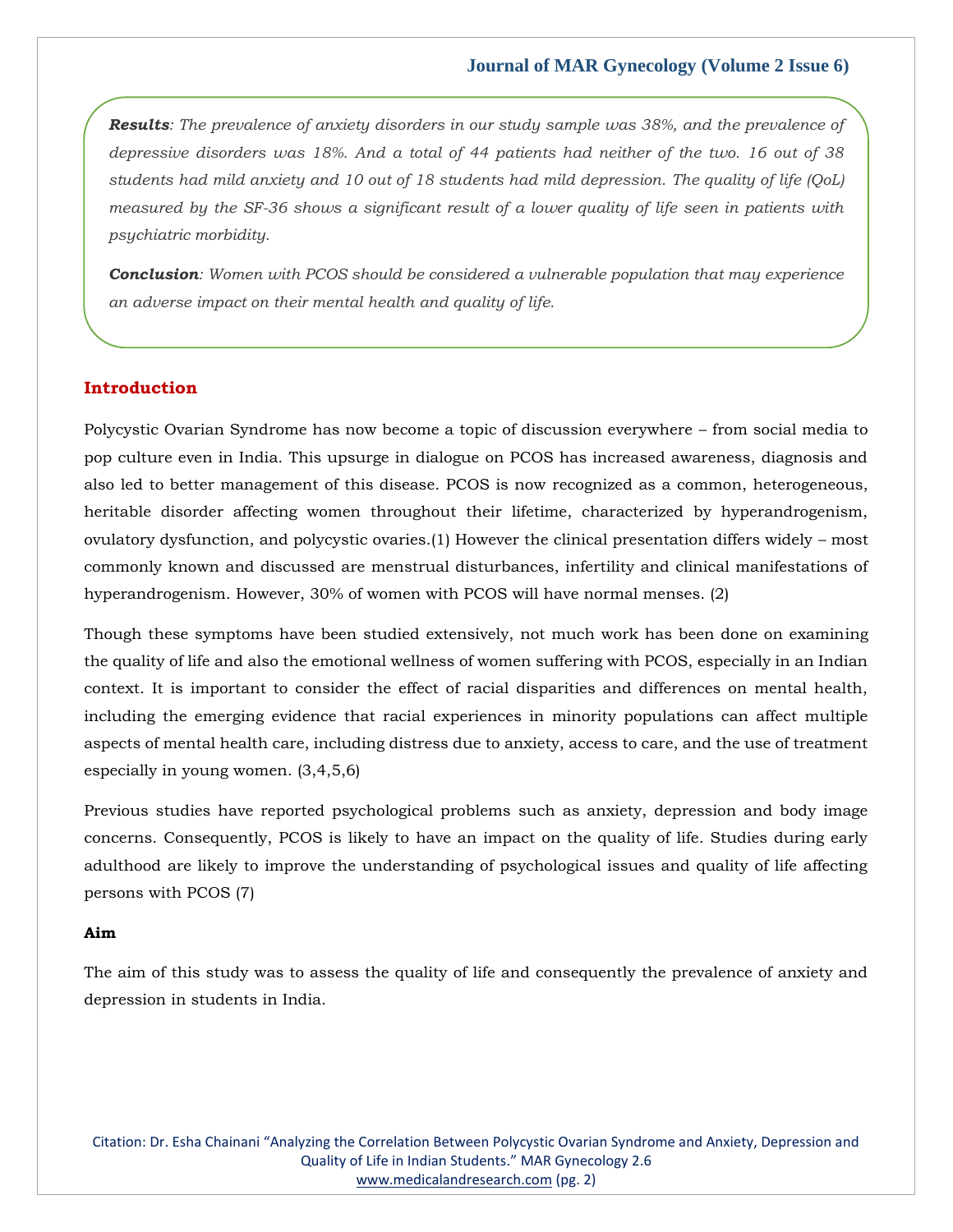***Results**: The prevalence of anxiety disorders in our study sample was 38%, and the prevalence of depressive disorders was 18%. And a total of 44 patients had neither of the two. 16 out of 38 students had mild anxiety and 10 out of 18 students had mild depression. The quality of life (QoL) measured by the SF-36 shows a significant result of a lower quality of life seen in patients with psychiatric morbidity.*

***Conclusion**: Women with PCOS should be considered a vulnerable population that may experience an adverse impact on their mental health and quality of life.*

## Introduction

Polycystic Ovarian Syndrome has now become a topic of discussion everywhere – from social media to pop culture even in India. This upsurge in dialogue on PCOS has increased awareness, diagnosis and also led to better management of this disease. PCOS is now recognized as a common, heterogeneous, heritable disorder affecting women throughout their lifetime, characterized by hyperandrogenism, ovulatory dysfunction, and polycystic ovaries.(1) However the clinical presentation differs widely – most commonly known and discussed are menstrual disturbances, infertility and clinical manifestations of hyperandrogenism. However, 30% of women with PCOS will have normal menses. (2)

Though these symptoms have been studied extensively, not much work has been done on examining the quality of life and also the emotional wellness of women suffering with PCOS, especially in an Indian context. It is important to consider the effect of racial disparities and differences on mental health, including the emerging evidence that racial experiences in minority populations can affect multiple aspects of mental health care, including distress due to anxiety, access to care, and the use of treatment especially in young women. (3,4,5,6)

Previous studies have reported psychological problems such as anxiety, depression and body image concerns. Consequently, PCOS is likely to have an impact on the quality of life. Studies during early adulthood are likely to improve the understanding of psychological issues and quality of life affecting persons with PCOS (7)

### Aim

The aim of this study was to assess the quality of life and consequently the prevalence of anxiety and depression in students in India.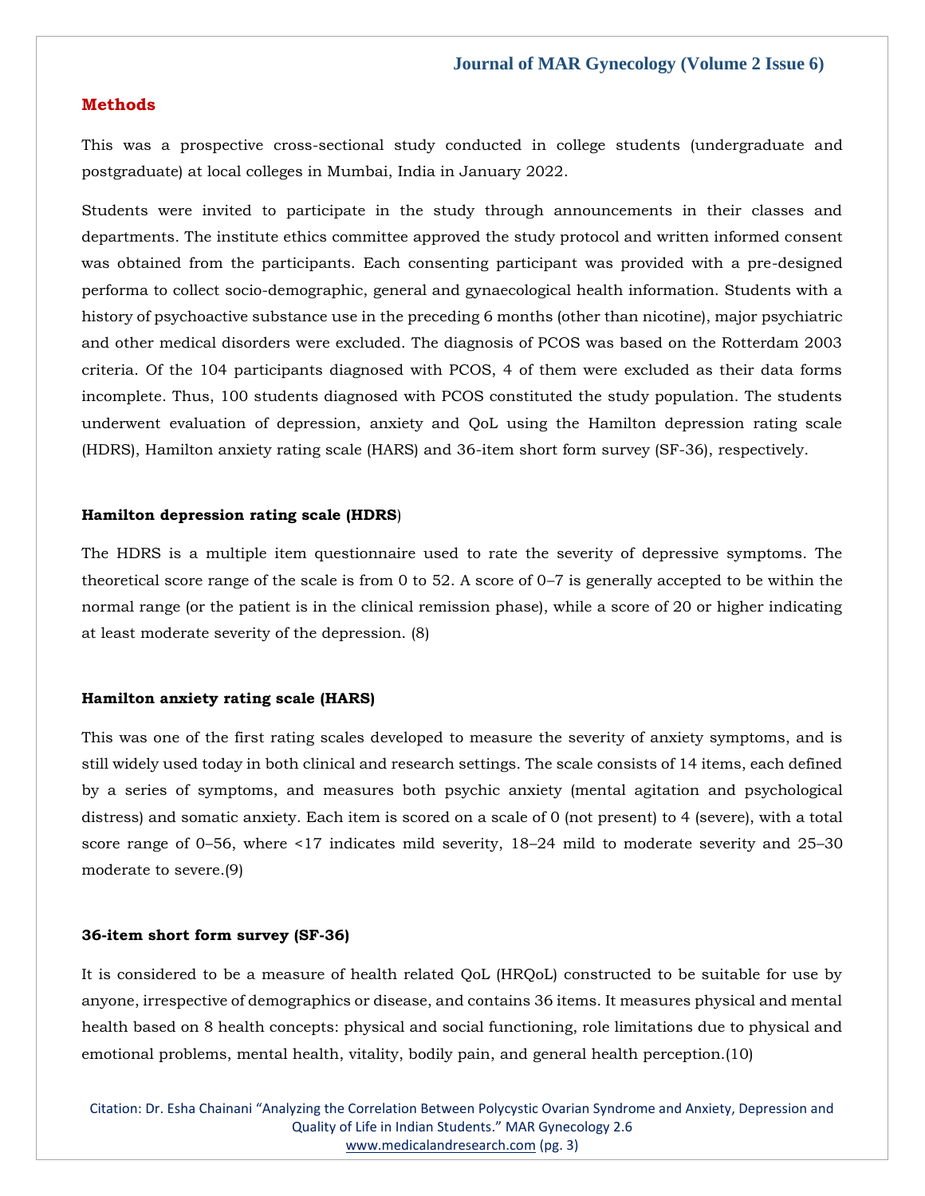## Methods

This was a prospective cross-sectional study conducted in college students (undergraduate and postgraduate) at local colleges in Mumbai, India in January 2022.

Students were invited to participate in the study through announcements in their classes and departments. The institute ethics committee approved the study protocol and written informed consent was obtained from the participants. Each consenting participant was provided with a pre-designed performa to collect socio-demographic, general and gynaecological health information. Students with a history of psychoactive substance use in the preceding 6 months (other than nicotine), major psychiatric and other medical disorders were excluded. The diagnosis of PCOS was based on the Rotterdam 2003 criteria. Of the 104 participants diagnosed with PCOS, 4 of them were excluded as their data forms incomplete. Thus, 100 students diagnosed with PCOS constituted the study population. The students underwent evaluation of depression, anxiety and QoL using the Hamilton depression rating scale (HDRS), Hamilton anxiety rating scale (HARS) and 36-item short form survey (SF-36), respectively.

### Hamilton depression rating scale (HDRS)

The HDRS is a multiple item questionnaire used to rate the severity of depressive symptoms. The theoretical score range of the scale is from 0 to 52. A score of 0–7 is generally accepted to be within the normal range (or the patient is in the clinical remission phase), while a score of 20 or higher indicating at least moderate severity of the depression. (8)

### Hamilton anxiety rating scale (HARS)

This was one of the first rating scales developed to measure the severity of anxiety symptoms, and is still widely used today in both clinical and research settings. The scale consists of 14 items, each defined by a series of symptoms, and measures both psychic anxiety (mental agitation and psychological distress) and somatic anxiety. Each item is scored on a scale of 0 (not present) to 4 (severe), with a total score range of 0–56, where <17 indicates mild severity, 18–24 mild to moderate severity and 25–30 moderate to severe.(9)

### 36-item short form survey (SF-36)

It is considered to be a measure of health related QoL (HRQoL) constructed to be suitable for use by anyone, irrespective of demographics or disease, and contains 36 items. It measures physical and mental health based on 8 health concepts: physical and social functioning, role limitations due to physical and emotional problems, mental health, vitality, bodily pain, and general health perception.(10)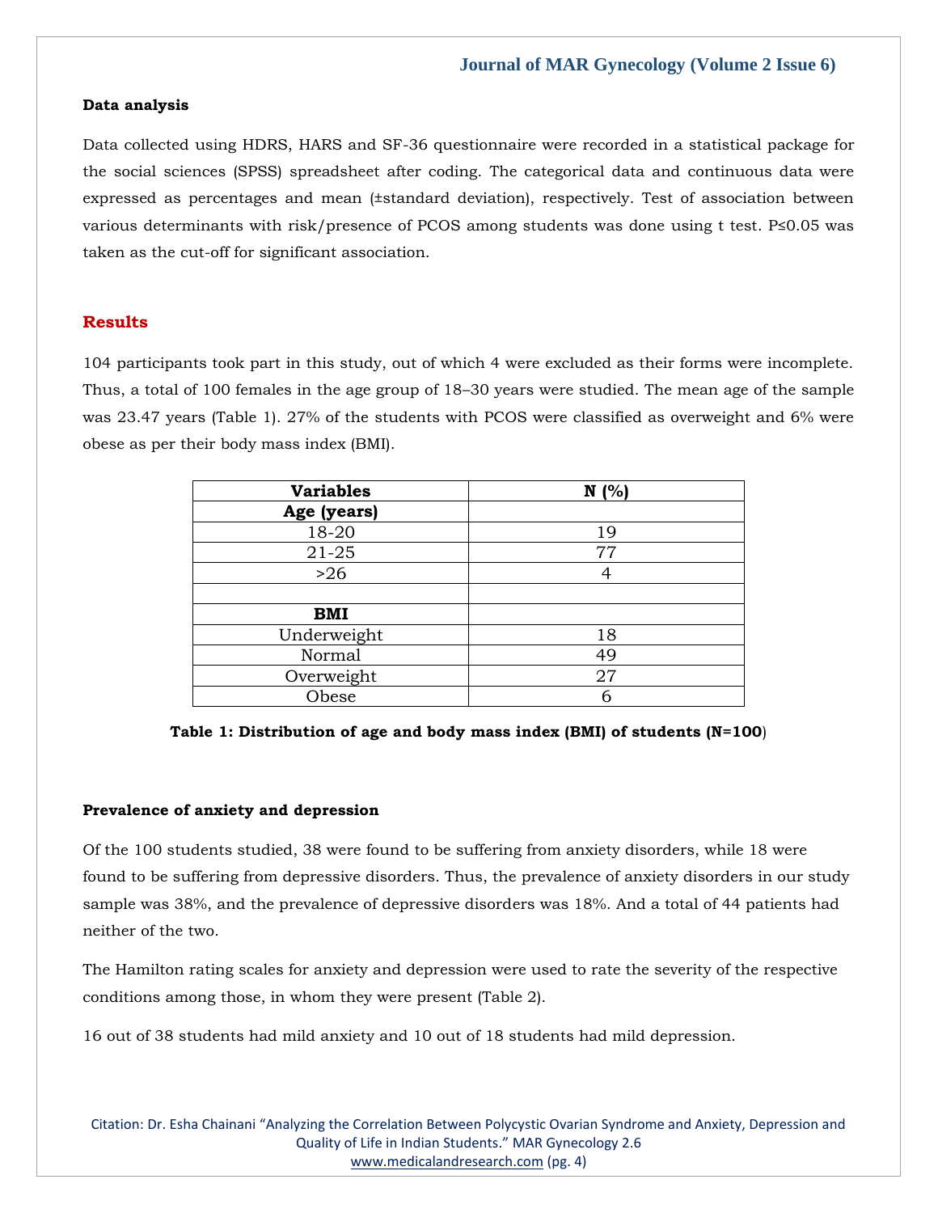### Data analysis

Data collected using HDRS, HARS and SF-36 questionnaire were recorded in a statistical package for the social sciences (SPSS) spreadsheet after coding. The categorical data and continuous data were expressed as percentages and mean (±standard deviation), respectively. Test of association between various determinants with risk/presence of PCOS among students was done using t test. P≤0.05 was taken as the cut-off for significant association.

## Results

104 participants took part in this study, out of which 4 were excluded as their forms were incomplete. Thus, a total of 100 females in the age group of 18–30 years were studied. The mean age of the sample was 23.47 years (Table 1). 27% of the students with PCOS were classified as overweight and 6% were obese as per their body mass index (BMI).

| Variables | N (%) |
|---|---|
| **Age (years)** | |
| 18-20 | 19 |
| 21-25 | 77 |
| >26 | 4 |
| | |
| **BMI** | |
| Underweight | 18 |
| Normal | 49 |
| Overweight | 27 |
| Obese | 6 |

**Table 1: Distribution of age and body mass index (BMI) of students (N=100)**

### Prevalence of anxiety and depression

Of the 100 students studied, 38 were found to be suffering from anxiety disorders, while 18 were found to be suffering from depressive disorders. Thus, the prevalence of anxiety disorders in our study sample was 38%, and the prevalence of depressive disorders was 18%. And a total of 44 patients had neither of the two.

The Hamilton rating scales for anxiety and depression were used to rate the severity of the respective conditions among those, in whom they were present (Table 2).

16 out of 38 students had mild anxiety and 10 out of 18 students had mild depression.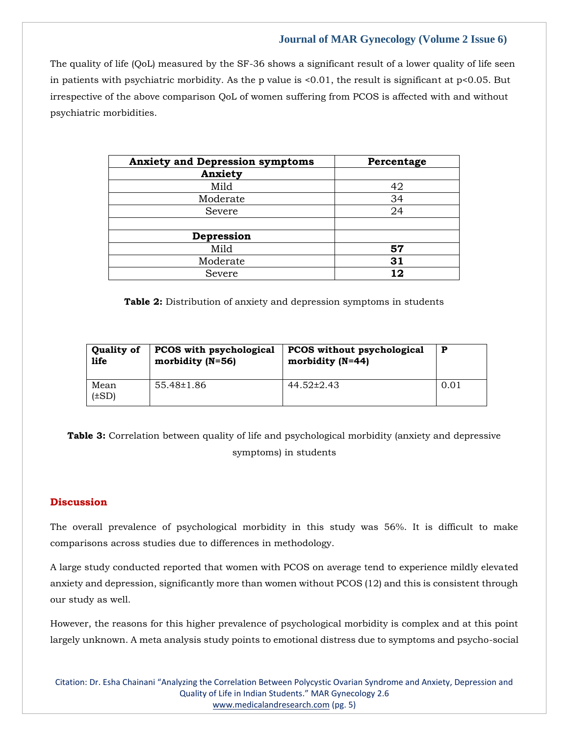The quality of life (QoL) measured by the SF-36 shows a significant result of a lower quality of life seen in patients with psychiatric morbidity. As the p value is <0.01, the result is significant at p<0.05. But irrespective of the above comparison QoL of women suffering from PCOS is affected with and without psychiatric morbidities.

| Anxiety and Depression symptoms | Percentage |
|---|---|
| **Anxiety** | |
| Mild | 42 |
| Moderate | 34 |
| Severe | 24 |
| | |
| **Depression** | |
| Mild | **57** |
| Moderate | **31** |
| Severe | **12** |

**Table 2:** Distribution of anxiety and depression symptoms in students

| Quality of life | PCOS with psychological morbidity (N=56) | PCOS without psychological morbidity (N=44) | P |
|---|---|---|---|
| Mean (±SD) | 55.48±1.86 | 44.52±2.43 | 0.01 |

**Table 3:** Correlation between quality of life and psychological morbidity (anxiety and depressive symptoms) in students

## Discussion

The overall prevalence of psychological morbidity in this study was 56%. It is difficult to make comparisons across studies due to differences in methodology.

A large study conducted reported that women with PCOS on average tend to experience mildly elevated anxiety and depression, significantly more than women without PCOS (12) and this is consistent through our study as well.

However, the reasons for this higher prevalence of psychological morbidity is complex and at this point largely unknown. A meta analysis study points to emotional distress due to symptoms and psycho-social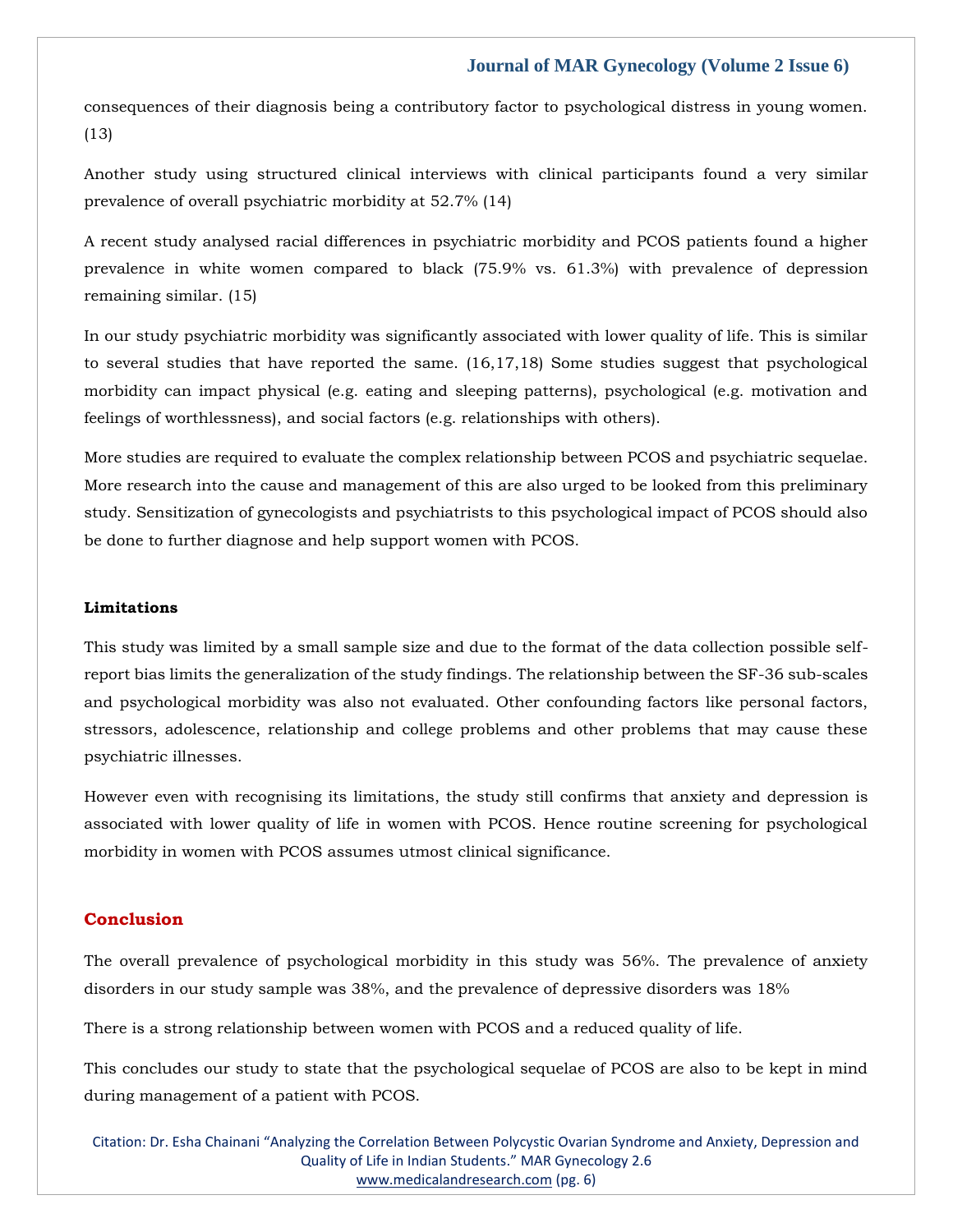consequences of their diagnosis being a contributory factor to psychological distress in young women. (13)

Another study using structured clinical interviews with clinical participants found a very similar prevalence of overall psychiatric morbidity at 52.7% (14)

A recent study analysed racial differences in psychiatric morbidity and PCOS patients found a higher prevalence in white women compared to black (75.9% vs. 61.3%) with prevalence of depression remaining similar. (15)

In our study psychiatric morbidity was significantly associated with lower quality of life. This is similar to several studies that have reported the same. (16,17,18) Some studies suggest that psychological morbidity can impact physical (e.g. eating and sleeping patterns), psychological (e.g. motivation and feelings of worthlessness), and social factors (e.g. relationships with others).

More studies are required to evaluate the complex relationship between PCOS and psychiatric sequelae. More research into the cause and management of this are also urged to be looked from this preliminary study. Sensitization of gynecologists and psychiatrists to this psychological impact of PCOS should also be done to further diagnose and help support women with PCOS.

### Limitations

This study was limited by a small sample size and due to the format of the data collection possible self-report bias limits the generalization of the study findings. The relationship between the SF-36 sub-scales and psychological morbidity was also not evaluated. Other confounding factors like personal factors, stressors, adolescence, relationship and college problems and other problems that may cause these psychiatric illnesses.

However even with recognising its limitations, the study still confirms that anxiety and depression is associated with lower quality of life in women with PCOS. Hence routine screening for psychological morbidity in women with PCOS assumes utmost clinical significance.

## Conclusion

The overall prevalence of psychological morbidity in this study was 56%. The prevalence of anxiety disorders in our study sample was 38%, and the prevalence of depressive disorders was 18%

There is a strong relationship between women with PCOS and a reduced quality of life.

This concludes our study to state that the psychological sequelae of PCOS are also to be kept in mind during management of a patient with PCOS.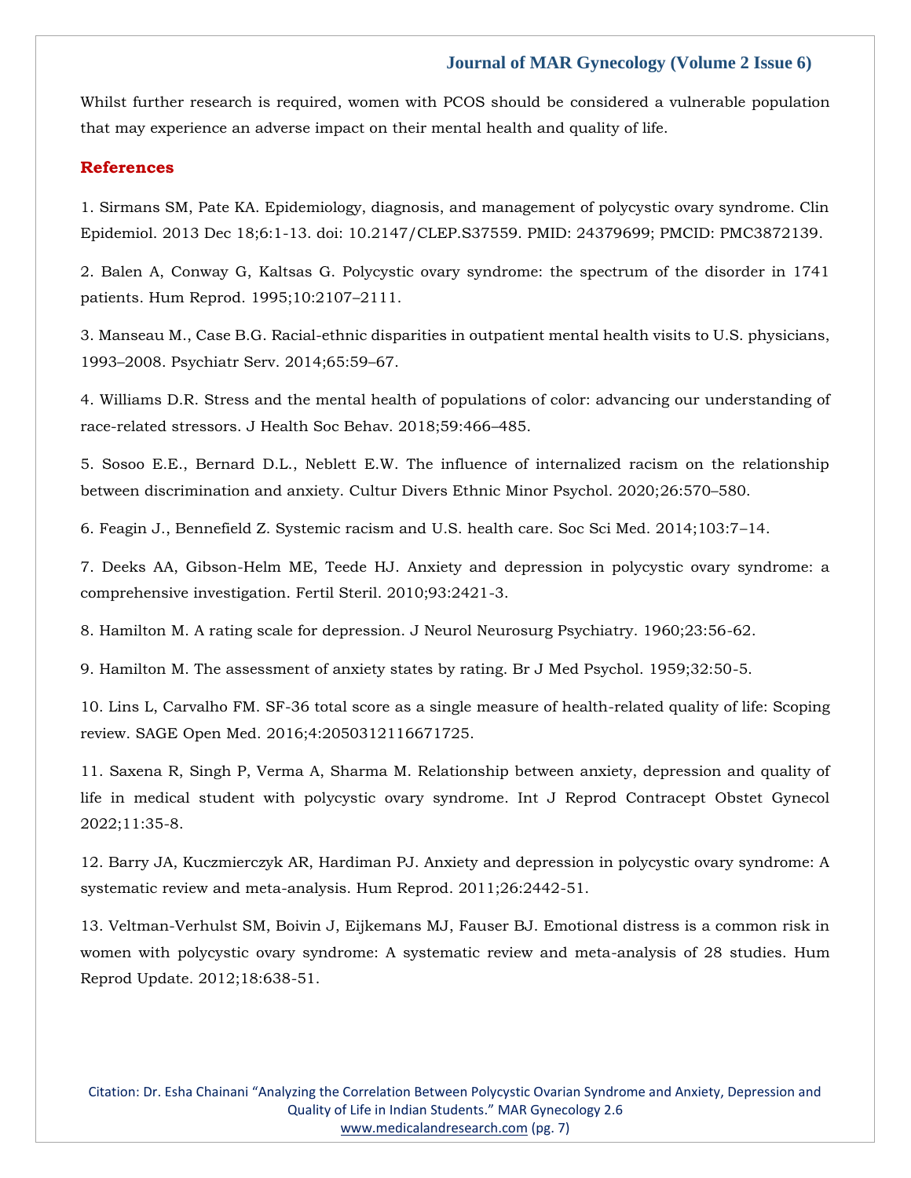Whilst further research is required, women with PCOS should be considered a vulnerable population that may experience an adverse impact on their mental health and quality of life.

## References

1. Sirmans SM, Pate KA. Epidemiology, diagnosis, and management of polycystic ovary syndrome. Clin Epidemiol. 2013 Dec 18;6:1-13. doi: 10.2147/CLEP.S37559. PMID: 24379699; PMCID: PMC3872139.

2. Balen A, Conway G, Kaltsas G. Polycystic ovary syndrome: the spectrum of the disorder in 1741 patients. Hum Reprod. 1995;10:2107–2111.

3. Manseau M., Case B.G. Racial-ethnic disparities in outpatient mental health visits to U.S. physicians, 1993–2008. Psychiatr Serv. 2014;65:59–67.

4. Williams D.R. Stress and the mental health of populations of color: advancing our understanding of race-related stressors. J Health Soc Behav. 2018;59:466–485.

5. Sosoo E.E., Bernard D.L., Neblett E.W. The influence of internalized racism on the relationship between discrimination and anxiety. Cultur Divers Ethnic Minor Psychol. 2020;26:570–580.

6. Feagin J., Bennefield Z. Systemic racism and U.S. health care. Soc Sci Med. 2014;103:7–14.

7. Deeks AA, Gibson-Helm ME, Teede HJ. Anxiety and depression in polycystic ovary syndrome: a comprehensive investigation. Fertil Steril. 2010;93:2421-3.

8. Hamilton M. A rating scale for depression. J Neurol Neurosurg Psychiatry. 1960;23:56-62.

9. Hamilton M. The assessment of anxiety states by rating. Br J Med Psychol. 1959;32:50-5.

10. Lins L, Carvalho FM. SF-36 total score as a single measure of health-related quality of life: Scoping review. SAGE Open Med. 2016;4:2050312116671725.

11. Saxena R, Singh P, Verma A, Sharma M. Relationship between anxiety, depression and quality of life in medical student with polycystic ovary syndrome. Int J Reprod Contracept Obstet Gynecol 2022;11:35-8.

12. Barry JA, Kuczmierczyk AR, Hardiman PJ. Anxiety and depression in polycystic ovary syndrome: A systematic review and meta-analysis. Hum Reprod. 2011;26:2442-51.

13. Veltman-Verhulst SM, Boivin J, Eijkemans MJ, Fauser BJ. Emotional distress is a common risk in women with polycystic ovary syndrome: A systematic review and meta-analysis of 28 studies. Hum Reprod Update. 2012;18:638-51.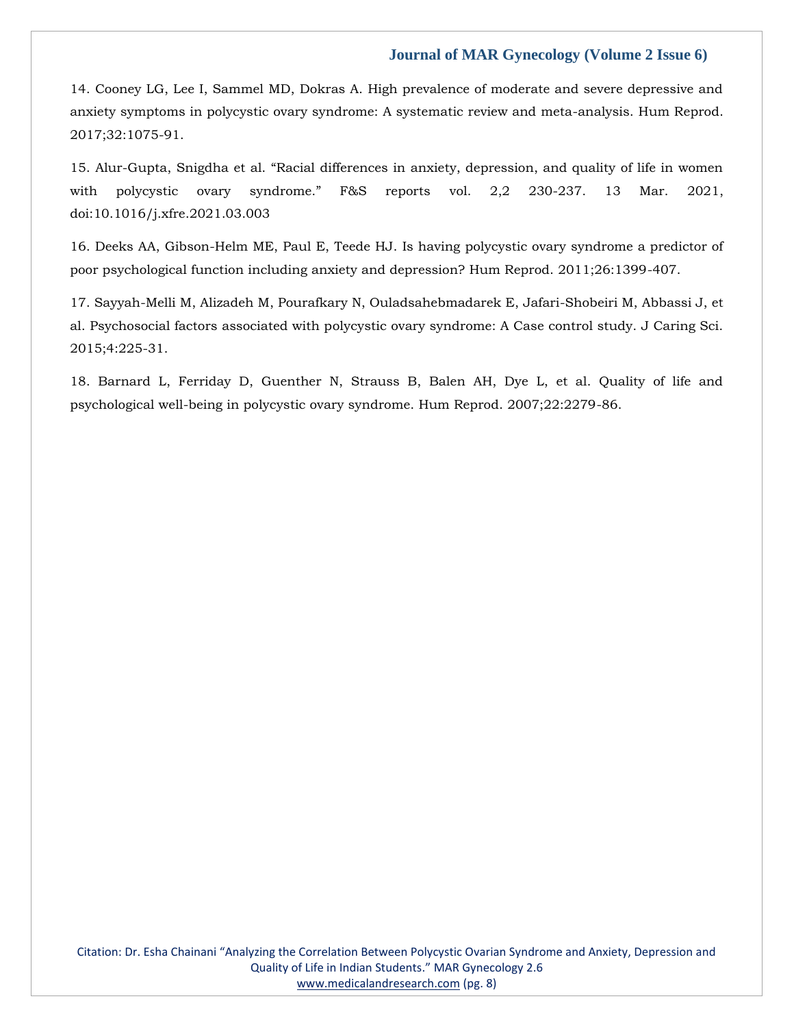14. Cooney LG, Lee I, Sammel MD, Dokras A. High prevalence of moderate and severe depressive and anxiety symptoms in polycystic ovary syndrome: A systematic review and meta-analysis. Hum Reprod. 2017;32:1075-91.

15. Alur-Gupta, Snigdha et al. "Racial differences in anxiety, depression, and quality of life in women with polycystic ovary syndrome." F&S reports vol. 2,2 230-237. 13 Mar. 2021, doi:10.1016/j.xfre.2021.03.003

16. Deeks AA, Gibson-Helm ME, Paul E, Teede HJ. Is having polycystic ovary syndrome a predictor of poor psychological function including anxiety and depression? Hum Reprod. 2011;26:1399-407.

17. Sayyah-Melli M, Alizadeh M, Pourafkary N, Ouladsahebmadarek E, Jafari-Shobeiri M, Abbassi J, et al. Psychosocial factors associated with polycystic ovary syndrome: A Case control study. J Caring Sci. 2015;4:225-31.

18. Barnard L, Ferriday D, Guenther N, Strauss B, Balen AH, Dye L, et al. Quality of life and psychological well-being in polycystic ovary syndrome. Hum Reprod. 2007;22:2279-86.